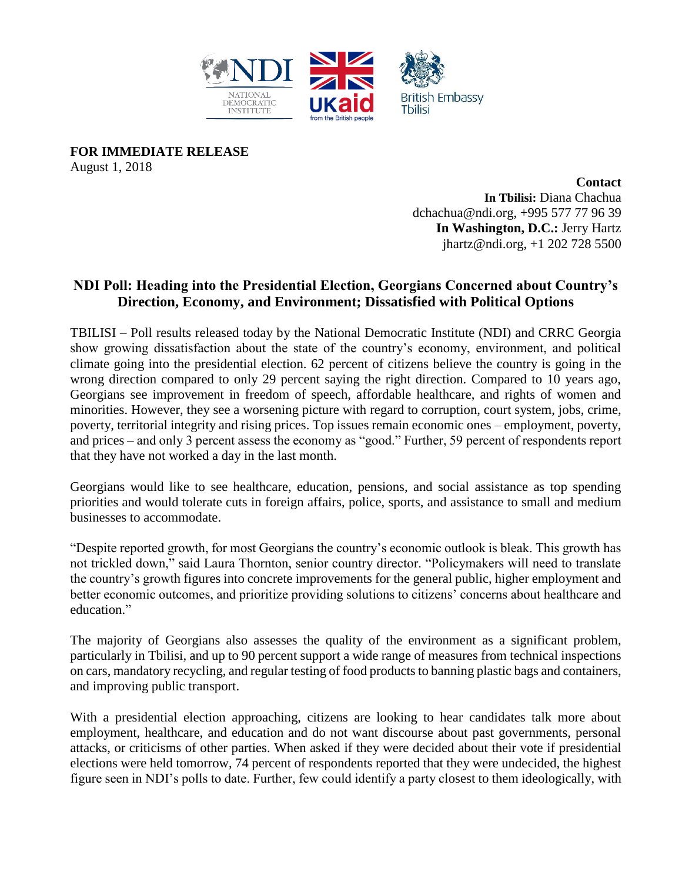**FOR IMMEDIATE RELEASE**
August 1, 2018

**Contact**
**In Tbilisi:** Diana Chachua
dchachua@ndi.org, +995 577 77 96 39
**In Washington, D.C.:** Jerry Hartz
jhartz@ndi.org, +1 202 728 5500

## NDI Poll: Heading into the Presidential Election, Georgians Concerned about Country's Direction, Economy, and Environment; Dissatisfied with Political Options

TBILISI – Poll results released today by the National Democratic Institute (NDI) and CRRC Georgia show growing dissatisfaction about the state of the country's economy, environment, and political climate going into the presidential election. 62 percent of citizens believe the country is going in the wrong direction compared to only 29 percent saying the right direction. Compared to 10 years ago, Georgians see improvement in freedom of speech, affordable healthcare, and rights of women and minorities. However, they see a worsening picture with regard to corruption, court system, jobs, crime, poverty, territorial integrity and rising prices. Top issues remain economic ones – employment, poverty, and prices – and only 3 percent assess the economy as "good." Further, 59 percent of respondents report that they have not worked a day in the last month.

Georgians would like to see healthcare, education, pensions, and social assistance as top spending priorities and would tolerate cuts in foreign affairs, police, sports, and assistance to small and medium businesses to accommodate.

"Despite reported growth, for most Georgians the country's economic outlook is bleak. This growth has not trickled down," said Laura Thornton, senior country director. "Policymakers will need to translate the country's growth figures into concrete improvements for the general public, higher employment and better economic outcomes, and prioritize providing solutions to citizens' concerns about healthcare and education."

The majority of Georgians also assesses the quality of the environment as a significant problem, particularly in Tbilisi, and up to 90 percent support a wide range of measures from technical inspections on cars, mandatory recycling, and regular testing of food products to banning plastic bags and containers, and improving public transport.

With a presidential election approaching, citizens are looking to hear candidates talk more about employment, healthcare, and education and do not want discourse about past governments, personal attacks, or criticisms of other parties. When asked if they were decided about their vote if presidential elections were held tomorrow, 74 percent of respondents reported that they were undecided, the highest figure seen in NDI's polls to date. Further, few could identify a party closest to them ideologically, with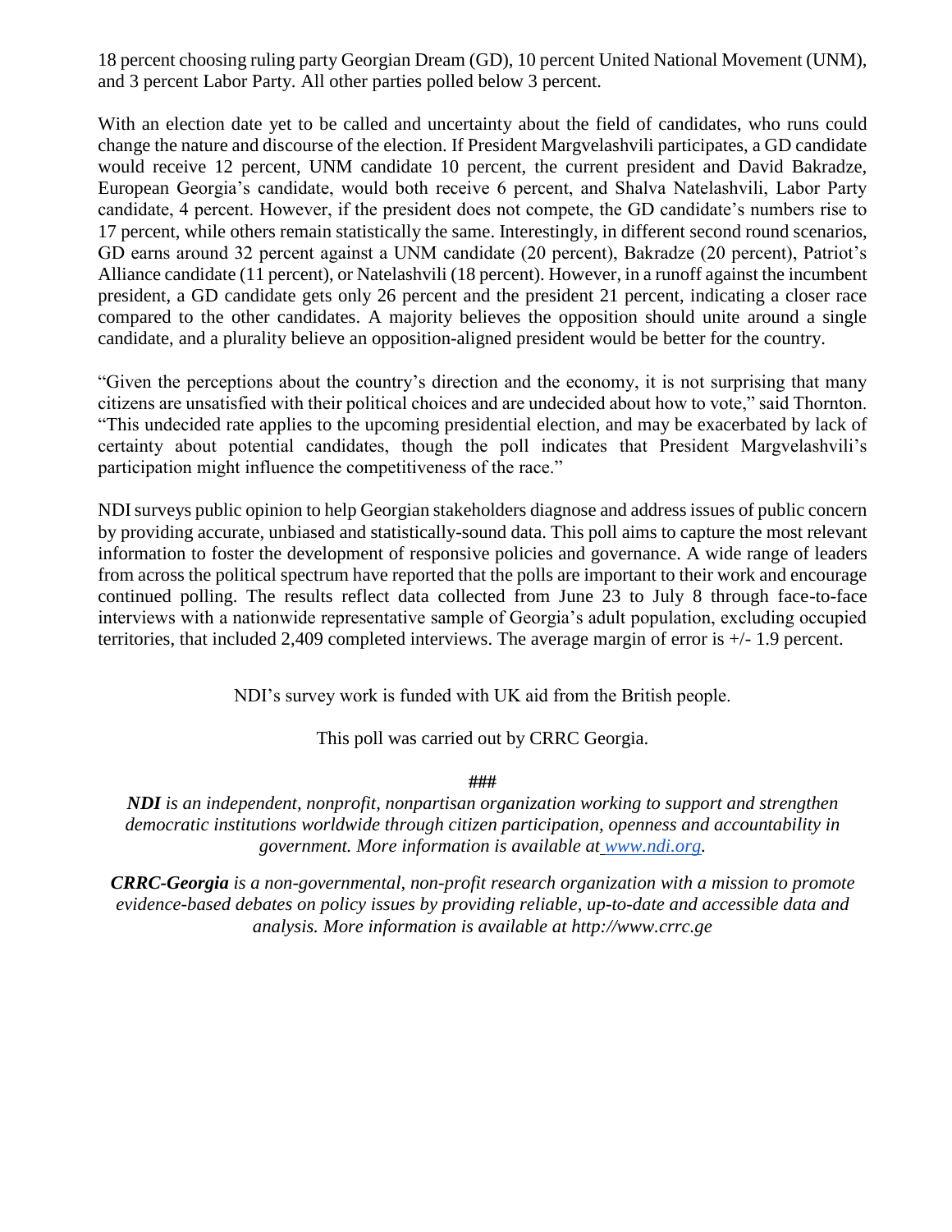18 percent choosing ruling party Georgian Dream (GD), 10 percent United National Movement (UNM), and 3 percent Labor Party. All other parties polled below 3 percent.

With an election date yet to be called and uncertainty about the field of candidates, who runs could change the nature and discourse of the election. If President Margvelashvili participates, a GD candidate would receive 12 percent, UNM candidate 10 percent, the current president and David Bakradze, European Georgia's candidate, would both receive 6 percent, and Shalva Natelashvili, Labor Party candidate, 4 percent. However, if the president does not compete, the GD candidate's numbers rise to 17 percent, while others remain statistically the same. Interestingly, in different second round scenarios, GD earns around 32 percent against a UNM candidate (20 percent), Bakradze (20 percent), Patriot's Alliance candidate (11 percent), or Natelashvili (18 percent). However, in a runoff against the incumbent president, a GD candidate gets only 26 percent and the president 21 percent, indicating a closer race compared to the other candidates. A majority believes the opposition should unite around a single candidate, and a plurality believe an opposition-aligned president would be better for the country.

"Given the perceptions about the country's direction and the economy, it is not surprising that many citizens are unsatisfied with their political choices and are undecided about how to vote," said Thornton. "This undecided rate applies to the upcoming presidential election, and may be exacerbated by lack of certainty about potential candidates, though the poll indicates that President Margvelashvili's participation might influence the competitiveness of the race."

NDI surveys public opinion to help Georgian stakeholders diagnose and address issues of public concern by providing accurate, unbiased and statistically-sound data. This poll aims to capture the most relevant information to foster the development of responsive policies and governance. A wide range of leaders from across the political spectrum have reported that the polls are important to their work and encourage continued polling. The results reflect data collected from June 23 to July 8 through face-to-face interviews with a nationwide representative sample of Georgia's adult population, excluding occupied territories, that included 2,409 completed interviews. The average margin of error is +/- 1.9 percent.

NDI's survey work is funded with UK aid from the British people.

This poll was carried out by CRRC Georgia.

###

***NDI** is an independent, nonprofit, nonpartisan organization working to support and strengthen democratic institutions worldwide through citizen participation, openness and accountability in government. More information is available at www.ndi.org.*

***CRRC-Georgia** is a non-governmental, non-profit research organization with a mission to promote evidence-based debates on policy issues by providing reliable, up-to-date and accessible data and analysis. More information is available at http://www.crrc.ge*